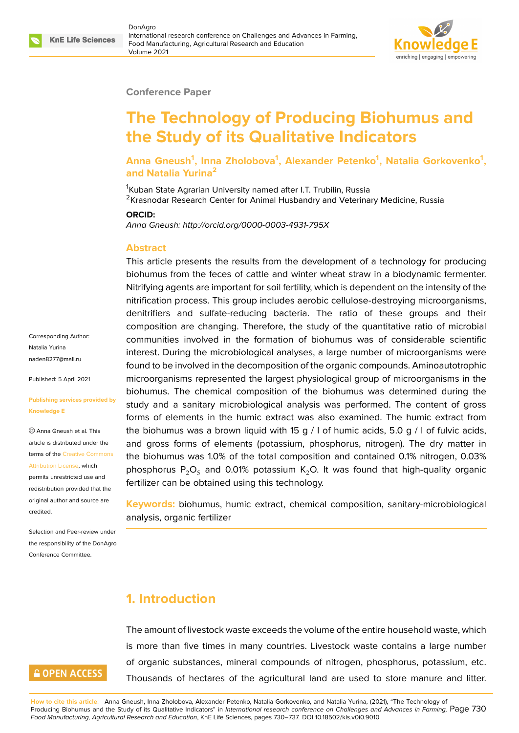Conference Paper

# The Technology of Producing Biohumus and the Study of its Qualitative Indicators

**Anna Gneush[1], Inna Zholobova[1], Alexander Petenko[1], Natalia Gorkovenko[1], and Natalia Yurina[2]**

[1]Kuban State Agrarian University named after I.T. Trubilin, Russia
[2]Krasnodar Research Center for Animal Husbandry and Veterinary Medicine, Russia

**ORCID:**

*Anna Gneush: http://orcid.org/0000-0003-4931-795X*

Corresponding Author: Natalia Yurina naden8277@mail.ru

Published: 5 April 2021

Publishing services provided by Knowledge E

Anna Gneush et al. This article is distributed under the terms of the Creative Commons Attribution License, which permits unrestricted use and redistribution provided that the original author and source are credited.

Selection and Peer-review under the responsibility of the DonAgro Conference Committee.

## Abstract

This article presents the results from the development of a technology for producing biohumus from the feces of cattle and winter wheat straw in a biodynamic fermenter. Nitrifying agents are important for soil fertility, which is dependent on the intensity of the nitrification process. This group includes aerobic cellulose-destroying microorganisms, denitrifiers and sulfate-reducing bacteria. The ratio of these groups and their composition are changing. Therefore, the study of the quantitative ratio of microbial communities involved in the formation of biohumus was of considerable scientific interest. During the microbiological analyses, a large number of microorganisms were found to be involved in the decomposition of the organic compounds. Aminoautotrophic microorganisms represented the largest physiological group of microorganisms in the biohumus. The chemical composition of the biohumus was determined during the study and a sanitary microbiological analysis was performed. The content of gross forms of elements in the humic extract was also examined. The humic extract from the biohumus was a brown liquid with 15 g / l of humic acids, 5.0 g / l of fulvic acids, and gross forms of elements (potassium, phosphorus, nitrogen). The dry matter in the biohumus was 1.0% of the total composition and contained 0.1% nitrogen, 0.03% phosphorus $P_2O_5$ and 0.01% potassium $K_2O$. It was found that high-quality organic fertilizer can be obtained using this technology.

**Keywords:** biohumus, humic extract, chemical composition, sanitary-microbiological analysis, organic fertilizer

## 1. Introduction

The amount of livestock waste exceeds the volume of the entire household waste, which is more than five times in many countries. Livestock waste contains a large number of organic substances, mineral compounds of nitrogen, phosphorus, potassium, etc. Thousands of hectares of the agricultural land are used to store manure and litter.

**How to cite this article:** Anna Gneush, Inna Zholobova, Alexander Petenko, Natalia Gorkovenko, and Natalia Yurina, (2021), "The Technology of Producing Biohumus and the Study of its Qualitative Indicators" in *International research conference on Challenges and Advances in Farming, Food Manufacturing, Agricultural Research and Education*, KnE Life Sciences, pages 730–737. DOI 10.18502/kls.v0i0.9010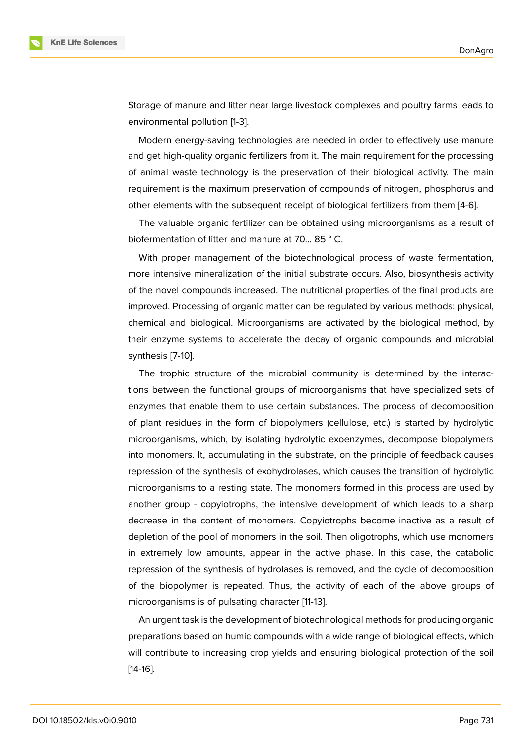Storage of manure and litter near large livestock complexes and poultry farms leads to environmental pollution [1-3].

Modern energy-saving technologies are needed in order to effectively use manure and get high-quality organic fertilizers from it. The main requirement for the processing of animal waste technology is the preservation of their biological activity. The main requirement is the maximum preservation of compounds of nitrogen, phosphorus and other elements with the subsequent receipt of biological fertilizers from them [4-6].

The valuable organic fertilizer can be obtained using microorganisms as a result of biofermentation of litter and manure at 70... 85 ° C.

With proper management of the biotechnological process of waste fermentation, more intensive mineralization of the initial substrate occurs. Also, biosynthesis activity of the novel compounds increased. The nutritional properties of the final products are improved. Processing of organic matter can be regulated by various methods: physical, chemical and biological. Microorganisms are activated by the biological method, by their enzyme systems to accelerate the decay of organic compounds and microbial synthesis [7-10].

The trophic structure of the microbial community is determined by the interactions between the functional groups of microorganisms that have specialized sets of enzymes that enable them to use certain substances. The process of decomposition of plant residues in the form of biopolymers (cellulose, etc.) is started by hydrolytic microorganisms, which, by isolating hydrolytic exoenzymes, decompose biopolymers into monomers. It, accumulating in the substrate, on the principle of feedback causes repression of the synthesis of exohydrolases, which causes the transition of hydrolytic microorganisms to a resting state. The monomers formed in this process are used by another group - copyiotrophs, the intensive development of which leads to a sharp decrease in the content of monomers. Copyiotrophs become inactive as a result of depletion of the pool of monomers in the soil. Then oligotrophs, which use monomers in extremely low amounts, appear in the active phase. In this case, the catabolic repression of the synthesis of hydrolases is removed, and the cycle of decomposition of the biopolymer is repeated. Thus, the activity of each of the above groups of microorganisms is of pulsating character [11-13].

An urgent task is the development of biotechnological methods for producing organic preparations based on humic compounds with a wide range of biological effects, which will contribute to increasing crop yields and ensuring biological protection of the soil [14-16].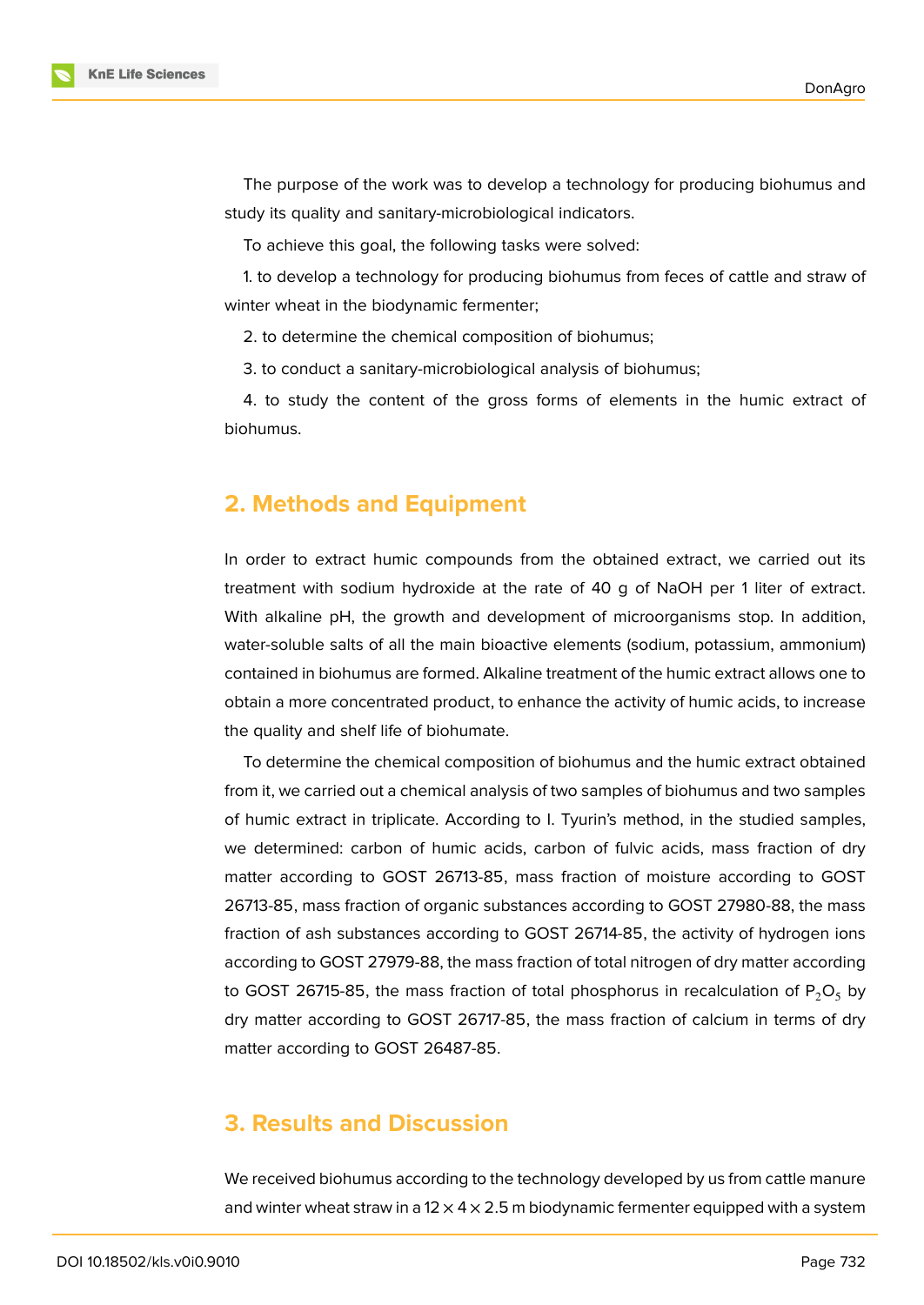The purpose of the work was to develop a technology for producing biohumus and study its quality and sanitary-microbiological indicators.

To achieve this goal, the following tasks were solved:

1. to develop a technology for producing biohumus from feces of cattle and straw of winter wheat in the biodynamic fermenter;

2. to determine the chemical composition of biohumus;

3. to conduct a sanitary-microbiological analysis of biohumus;

4. to study the content of the gross forms of elements in the humic extract of biohumus.

## 2. Methods and Equipment

In order to extract humic compounds from the obtained extract, we carried out its treatment with sodium hydroxide at the rate of 40 g of NaOH per 1 liter of extract. With alkaline pH, the growth and development of microorganisms stop. In addition, water-soluble salts of all the main bioactive elements (sodium, potassium, ammonium) contained in biohumus are formed. Alkaline treatment of the humic extract allows one to obtain a more concentrated product, to enhance the activity of humic acids, to increase the quality and shelf life of biohumate.

To determine the chemical composition of biohumus and the humic extract obtained from it, we carried out a chemical analysis of two samples of biohumus and two samples of humic extract in triplicate. According to I. Tyurin's method, in the studied samples, we determined: carbon of humic acids, carbon of fulvic acids, mass fraction of dry matter according to GOST 26713-85, mass fraction of moisture according to GOST 26713-85, mass fraction of organic substances according to GOST 27980-88, the mass fraction of ash substances according to GOST 26714-85, the activity of hydrogen ions according to GOST 27979-88, the mass fraction of total nitrogen of dry matter according to GOST 26715-85, the mass fraction of total phosphorus in recalculation of $P_2O_5$ by dry matter according to GOST 26717-85, the mass fraction of calcium in terms of dry matter according to GOST 26487-85.

## 3. Results and Discussion

We received biohumus according to the technology developed by us from cattle manure and winter wheat straw in a $12 \times 4 \times 2.5$ m biodynamic fermenter equipped with a system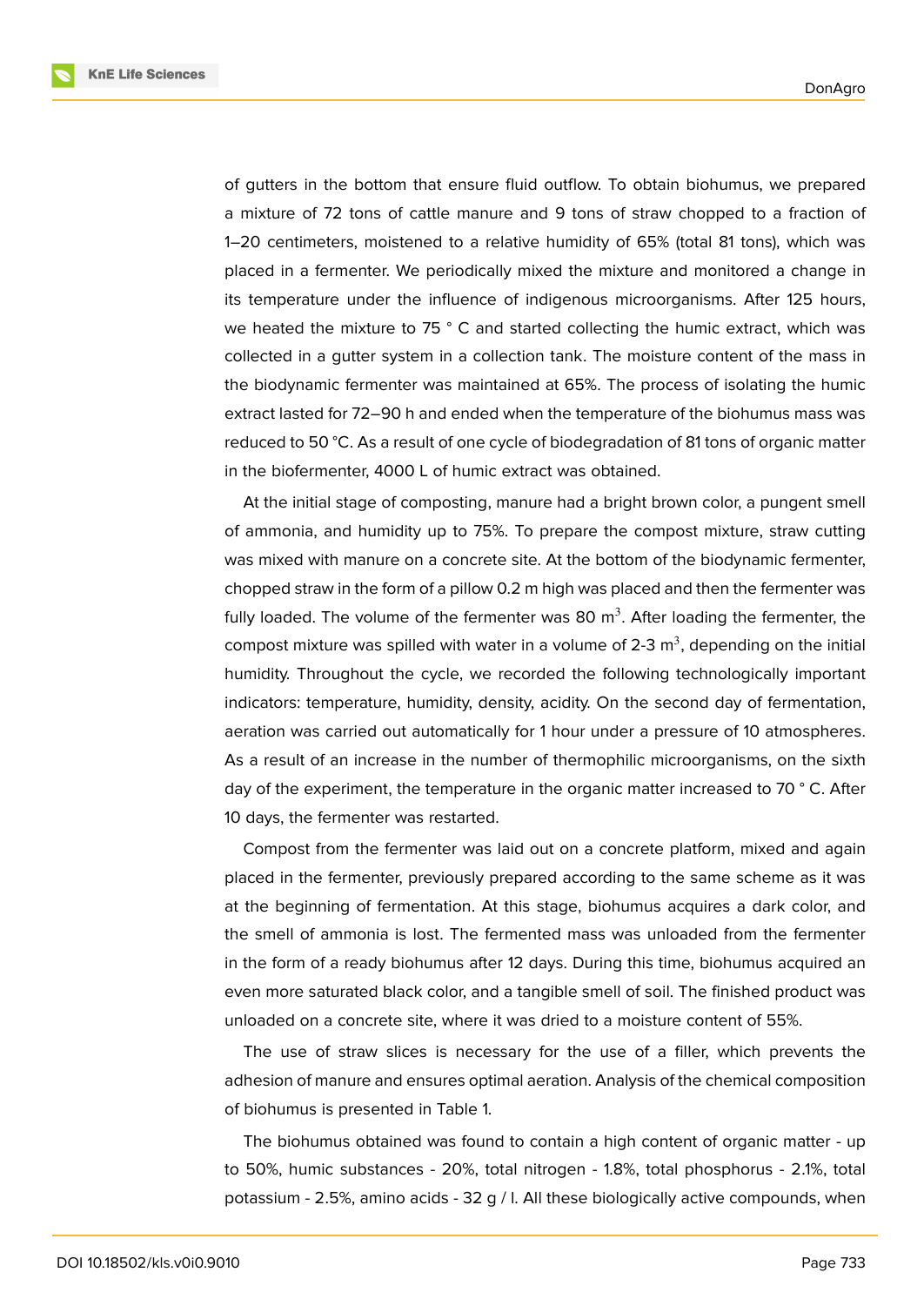of gutters in the bottom that ensure fluid outflow. To obtain biohumus, we prepared a mixture of 72 tons of cattle manure and 9 tons of straw chopped to a fraction of 1–20 centimeters, moistened to a relative humidity of 65% (total 81 tons), which was placed in a fermenter. We periodically mixed the mixture and monitored a change in its temperature under the influence of indigenous microorganisms. After 125 hours, we heated the mixture to 75 ° C and started collecting the humic extract, which was collected in a gutter system in a collection tank. The moisture content of the mass in the biodynamic fermenter was maintained at 65%. The process of isolating the humic extract lasted for 72–90 h and ended when the temperature of the biohumus mass was reduced to 50 °C. As a result of one cycle of biodegradation of 81 tons of organic matter in the biofermenter, 4000 L of humic extract was obtained.

At the initial stage of composting, manure had a bright brown color, a pungent smell of ammonia, and humidity up to 75%. To prepare the compost mixture, straw cutting was mixed with manure on a concrete site. At the bottom of the biodynamic fermenter, chopped straw in the form of a pillow 0.2 m high was placed and then the fermenter was fully loaded. The volume of the fermenter was 80 $m^3$. After loading the fermenter, the compost mixture was spilled with water in a volume of 2-3 $m^3$, depending on the initial humidity. Throughout the cycle, we recorded the following technologically important indicators: temperature, humidity, density, acidity. On the second day of fermentation, aeration was carried out automatically for 1 hour under a pressure of 10 atmospheres. As a result of an increase in the number of thermophilic microorganisms, on the sixth day of the experiment, the temperature in the organic matter increased to 70 ° C. After 10 days, the fermenter was restarted.

Compost from the fermenter was laid out on a concrete platform, mixed and again placed in the fermenter, previously prepared according to the same scheme as it was at the beginning of fermentation. At this stage, biohumus acquires a dark color, and the smell of ammonia is lost. The fermented mass was unloaded from the fermenter in the form of a ready biohumus after 12 days. During this time, biohumus acquired an even more saturated black color, and a tangible smell of soil. The finished product was unloaded on a concrete site, where it was dried to a moisture content of 55%.

The use of straw slices is necessary for the use of a filler, which prevents the adhesion of manure and ensures optimal aeration. Analysis of the chemical composition of biohumus is presented in Table 1.

The biohumus obtained was found to contain a high content of organic matter - up to 50%, humic substances - 20%, total nitrogen - 1.8%, total phosphorus - 2.1%, total potassium - 2.5%, amino acids - 32 g / l. All these biologically active compounds, when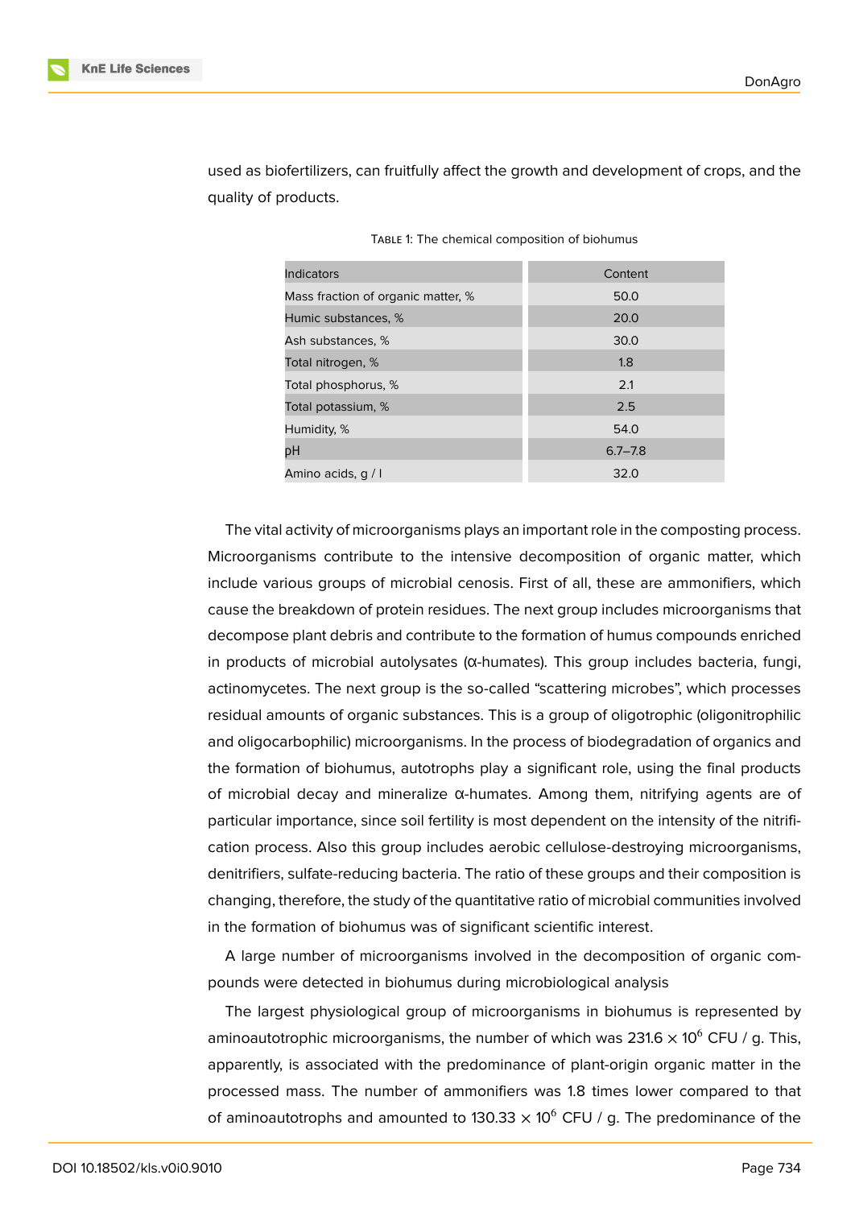used as biofertilizers, can fruitfully affect the growth and development of crops, and the quality of products.

Table 1: The chemical composition of biohumus

| Indicators | Content |
| --- | --- |
| Mass fraction of organic matter, % | 50.0 |
| Humic substances, % | 20.0 |
| Ash substances, % | 30.0 |
| Total nitrogen, % | 1.8 |
| Total phosphorus, % | 2.1 |
| Total potassium, % | 2.5 |
| Humidity, % | 54.0 |
| pH | 6.7–7.8 |
| Amino acids, g / l | 32.0 |

The vital activity of microorganisms plays an important role in the composting process. Microorganisms contribute to the intensive decomposition of organic matter, which include various groups of microbial cenosis. First of all, these are ammonifiers, which cause the breakdown of protein residues. The next group includes microorganisms that decompose plant debris and contribute to the formation of humus compounds enriched in products of microbial autolysates (α-humates). This group includes bacteria, fungi, actinomycetes. The next group is the so-called "scattering microbes", which processes residual amounts of organic substances. This is a group of oligotrophic (oligonitrophilic and oligocarbophilic) microorganisms. In the process of biodegradation of organics and the formation of biohumus, autotrophs play a significant role, using the final products of microbial decay and mineralize α-humates. Among them, nitrifying agents are of particular importance, since soil fertility is most dependent on the intensity of the nitrification process. Also this group includes aerobic cellulose-destroying microorganisms, denitrifiers, sulfate-reducing bacteria. The ratio of these groups and their composition is changing, therefore, the study of the quantitative ratio of microbial communities involved in the formation of biohumus was of significant scientific interest.

A large number of microorganisms involved in the decomposition of organic compounds were detected in biohumus during microbiological analysis

The largest physiological group of microorganisms in biohumus is represented by aminoautotrophic microorganisms, the number of which was $231.6 \times 10^6$ CFU / g. This, apparently, is associated with the predominance of plant-origin organic matter in the processed mass. The number of ammonifiers was 1.8 times lower compared to that of aminoautotrophs and amounted to $130.33 \times 10^6$ CFU / g. The predominance of the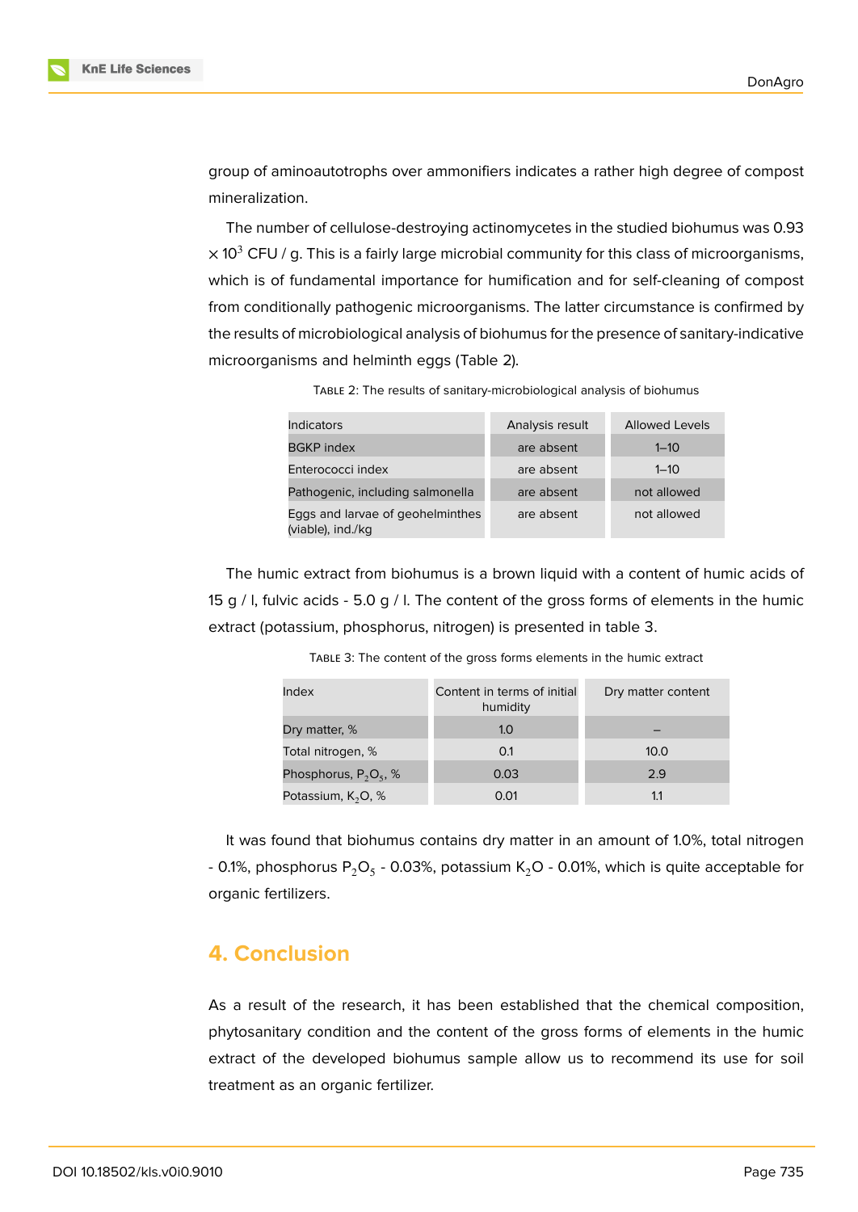group of aminoautotrophs over ammonifiers indicates a rather high degree of compost mineralization.

The number of cellulose-destroying actinomycetes in the studied biohumus was $0.93 \times 10^3$ CFU / g. This is a fairly large microbial community for this class of microorganisms, which is of fundamental importance for humification and for self-cleaning of compost from conditionally pathogenic microorganisms. The latter circumstance is confirmed by the results of microbiological analysis of biohumus for the presence of sanitary-indicative microorganisms and helminth eggs (Table 2).

Table 2: The results of sanitary-microbiological analysis of biohumus

| Indicators | Analysis result | Allowed Levels |
|---|---|---|
| BGKP index | are absent | 1–10 |
| Enterococci index | are absent | 1–10 |
| Pathogenic, including salmonella | are absent | not allowed |
| Eggs and larvae of geohelminthes (viable), ind./kg | are absent | not allowed |

The humic extract from biohumus is a brown liquid with a content of humic acids of 15 g / l, fulvic acids - 5.0 g / l. The content of the gross forms of elements in the humic extract (potassium, phosphorus, nitrogen) is presented in table 3.

Table 3: The content of the gross forms elements in the humic extract

| Index | Content in terms of initial humidity | Dry matter content |
|---|---|---|
| Dry matter, % | 1.0 | – |
| Total nitrogen, % | 0.1 | 10.0 |
| Phosphorus, $P_2O_5$, % | 0.03 | 2.9 |
| Potassium, $K_2O$, % | 0.01 | 1.1 |

It was found that biohumus contains dry matter in an amount of 1.0%, total nitrogen - 0.1%, phosphorus $P_2O_5$ - 0.03%, potassium $K_2O$ - 0.01%, which is quite acceptable for organic fertilizers.

## 4. Conclusion

As a result of the research, it has been established that the chemical composition, phytosanitary condition and the content of the gross forms of elements in the humic extract of the developed biohumus sample allow us to recommend its use for soil treatment as an organic fertilizer.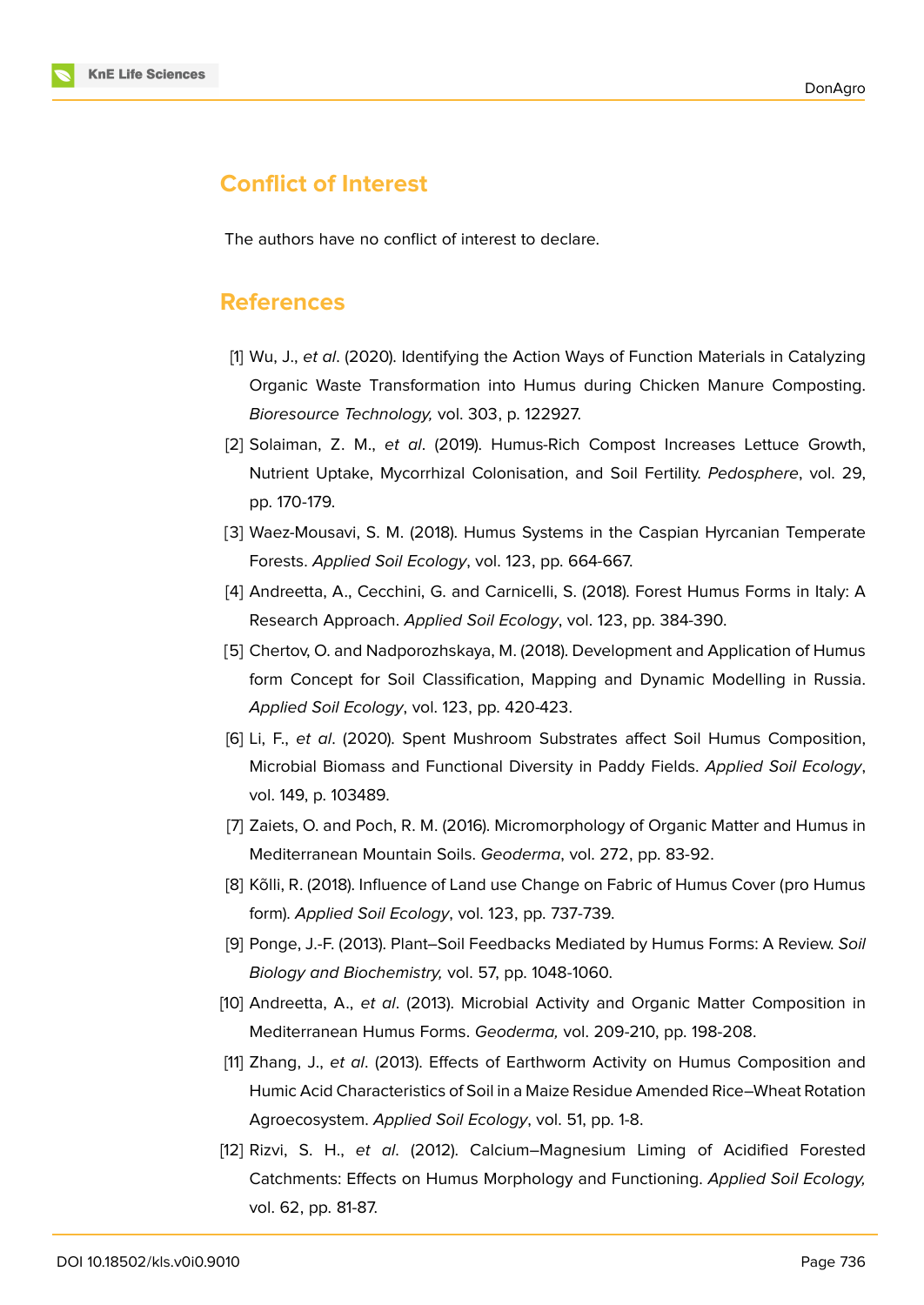## Conflict of Interest

The authors have no conflict of interest to declare.

## References

[1] Wu, J., *et al*. (2020). Identifying the Action Ways of Function Materials in Catalyzing Organic Waste Transformation into Humus during Chicken Manure Composting. *Bioresource Technology,* vol. 303, p. 122927.

[2] Solaiman, Z. M., *et al*. (2019). Humus-Rich Compost Increases Lettuce Growth, Nutrient Uptake, Mycorrhizal Colonisation, and Soil Fertility. *Pedosphere*, vol. 29, pp. 170-179.

[3] Waez-Mousavi, S. M. (2018). Humus Systems in the Caspian Hyrcanian Temperate Forests. *Applied Soil Ecology*, vol. 123, pp. 664-667.

[4] Andreetta, A., Cecchini, G. and Carnicelli, S. (2018). Forest Humus Forms in Italy: A Research Approach. *Applied Soil Ecology*, vol. 123, pp. 384-390.

[5] Chertov, O. and Nadporozhskaya, M. (2018). Development and Application of Humus form Concept for Soil Classification, Mapping and Dynamic Modelling in Russia. *Applied Soil Ecology*, vol. 123, pp. 420-423.

[6] Li, F., *et al*. (2020). Spent Mushroom Substrates affect Soil Humus Composition, Microbial Biomass and Functional Diversity in Paddy Fields. *Applied Soil Ecology*, vol. 149, p. 103489.

[7] Zaiets, O. and Poch, R. M. (2016). Micromorphology of Organic Matter and Humus in Mediterranean Mountain Soils. *Geoderma*, vol. 272, pp. 83-92.

[8] Kõlli, R. (2018). Influence of Land use Change on Fabric of Humus Cover (pro Humus form). *Applied Soil Ecology*, vol. 123, pp. 737-739.

[9] Ponge, J.-F. (2013). Plant–Soil Feedbacks Mediated by Humus Forms: A Review. *Soil Biology and Biochemistry,* vol. 57, pp. 1048-1060.

[10] Andreetta, A., *et al*. (2013). Microbial Activity and Organic Matter Composition in Mediterranean Humus Forms. *Geoderma,* vol. 209-210, pp. 198-208.

[11] Zhang, J., *et al*. (2013). Effects of Earthworm Activity on Humus Composition and Humic Acid Characteristics of Soil in a Maize Residue Amended Rice–Wheat Rotation Agroecosystem. *Applied Soil Ecology*, vol. 51, pp. 1-8.

[12] Rizvi, S. H., *et al*. (2012). Calcium–Magnesium Liming of Acidified Forested Catchments: Effects on Humus Morphology and Functioning. *Applied Soil Ecology,* vol. 62, pp. 81-87.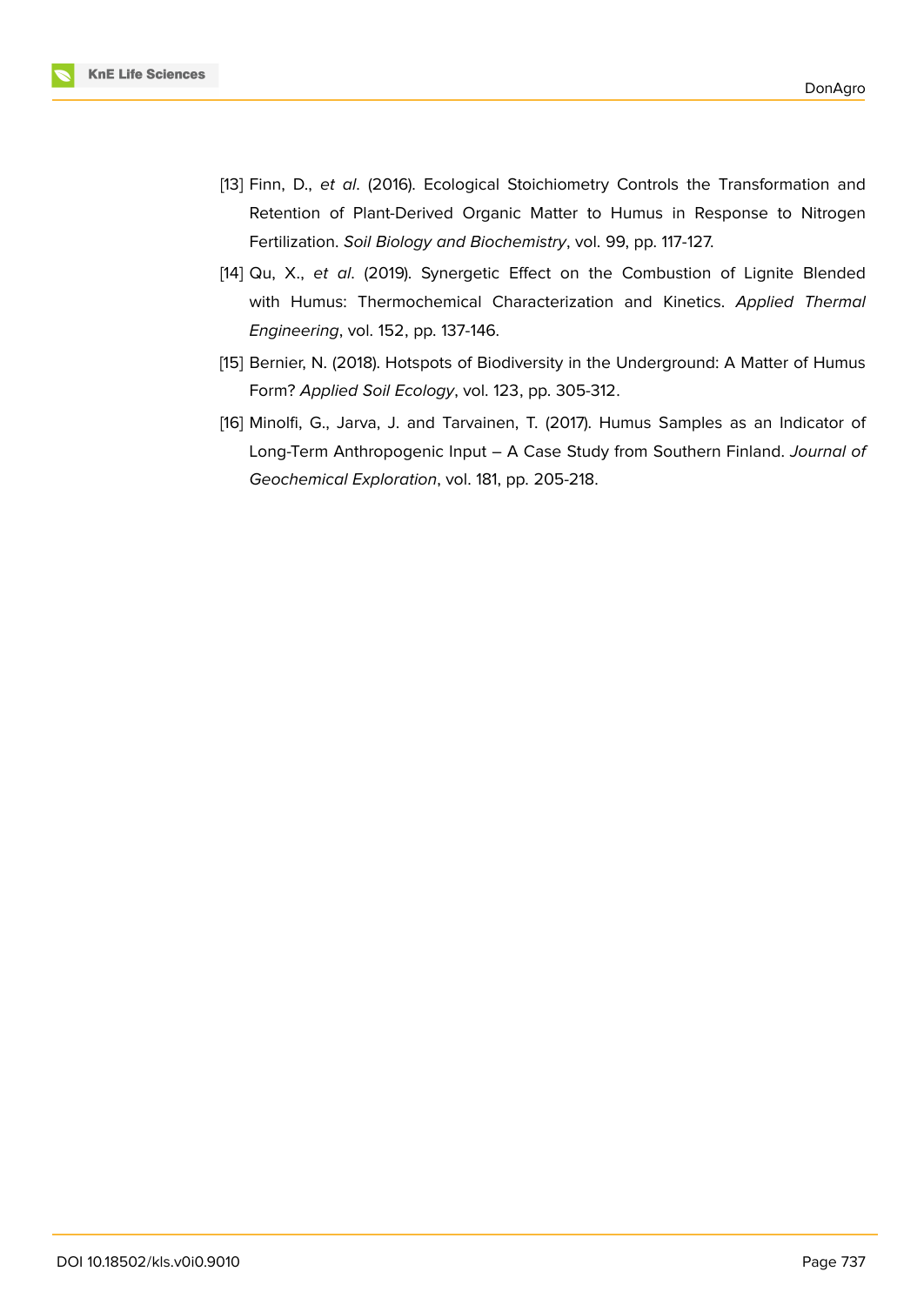[13] Finn, D., *et al*. (2016). Ecological Stoichiometry Controls the Transformation and Retention of Plant-Derived Organic Matter to Humus in Response to Nitrogen Fertilization. *Soil Biology and Biochemistry*, vol. 99, pp. 117-127.

[14] Qu, X., *et al*. (2019). Synergetic Effect on the Combustion of Lignite Blended with Humus: Thermochemical Characterization and Kinetics. *Applied Thermal Engineering*, vol. 152, pp. 137-146.

[15] Bernier, N. (2018). Hotspots of Biodiversity in the Underground: A Matter of Humus Form? *Applied Soil Ecology*, vol. 123, pp. 305-312.

[16] Minolfi, G., Jarva, J. and Tarvainen, T. (2017). Humus Samples as an Indicator of Long-Term Anthropogenic Input – A Case Study from Southern Finland. *Journal of Geochemical Exploration*, vol. 181, pp. 205-218.